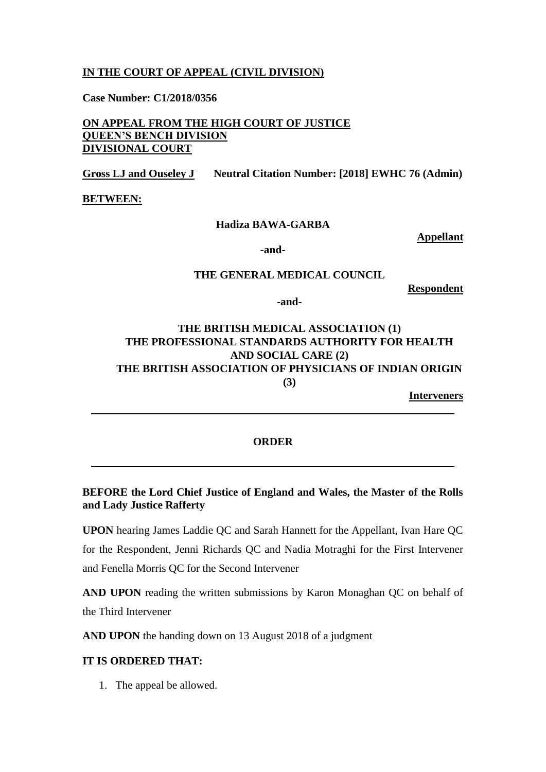**IN THE COURT OF APPEAL (CIVIL DIVISION)**

**Case Number: C1/2018/0356**

**ON APPEAL FROM THE HIGH COURT OF JUSTICE**
**QUEEN'S BENCH DIVISION**
**DIVISIONAL COURT**

**Gross LJ and Ouseley J** **Neutral Citation Number: [2018] EWHC 76 (Admin)**

**BETWEEN:**

**Hadiza BAWA-GARBA**

**Appellant**

**-and-**

**THE GENERAL MEDICAL COUNCIL**

**Respondent**

**-and-**

**THE BRITISH MEDICAL ASSOCIATION (1)**
**THE PROFESSIONAL STANDARDS AUTHORITY FOR HEALTH AND SOCIAL CARE (2)**
**THE BRITISH ASSOCIATION OF PHYSICIANS OF INDIAN ORIGIN (3)**

**Interveners**

---

**ORDER**

---

**BEFORE the Lord Chief Justice of England and Wales, the Master of the Rolls and Lady Justice Rafferty**

**UPON** hearing James Laddie QC and Sarah Hannett for the Appellant, Ivan Hare QC for the Respondent, Jenni Richards QC and Nadia Motraghi for the First Intervener and Fenella Morris QC for the Second Intervener

**AND UPON** reading the written submissions by Karon Monaghan QC on behalf of the Third Intervener

**AND UPON** the handing down on 13 August 2018 of a judgment

**IT IS ORDERED THAT:**

1. The appeal be allowed.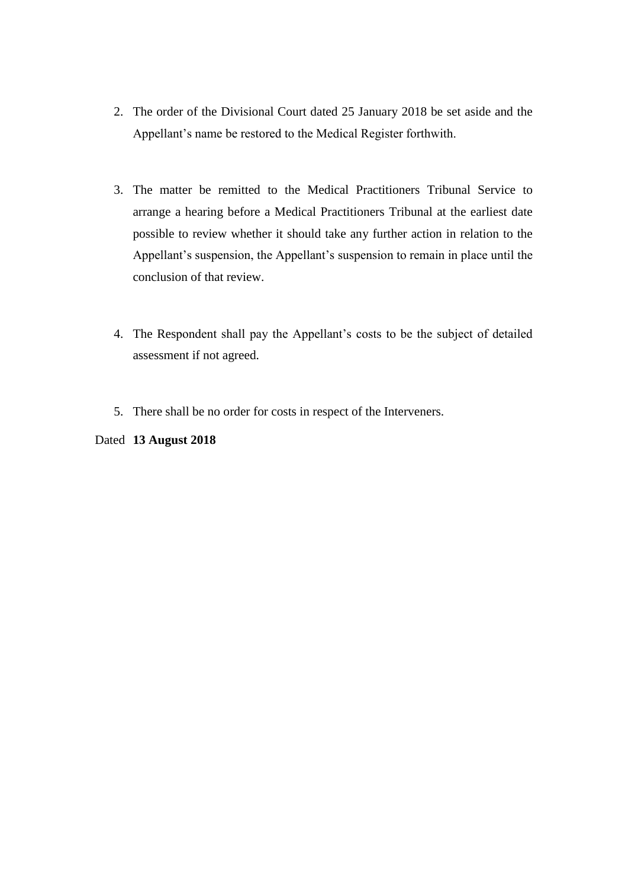2. The order of the Divisional Court dated 25 January 2018 be set aside and the Appellant's name be restored to the Medical Register forthwith.

3. The matter be remitted to the Medical Practitioners Tribunal Service to arrange a hearing before a Medical Practitioners Tribunal at the earliest date possible to review whether it should take any further action in relation to the Appellant's suspension, the Appellant's suspension to remain in place until the conclusion of that review.

4. The Respondent shall pay the Appellant's costs to be the subject of detailed assessment if not agreed.

5. There shall be no order for costs in respect of the Interveners.

Dated **13 August 2018**